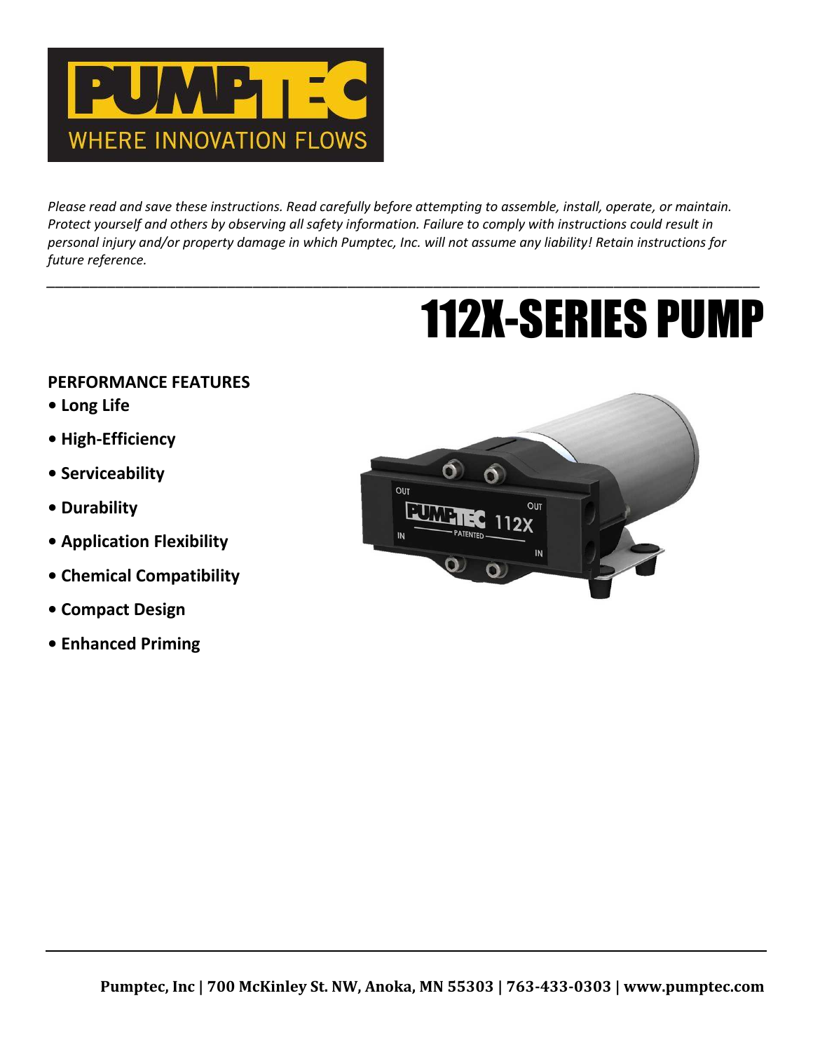*Please read and save these instructions. Read carefully before attempting to assemble, install, operate, or maintain. Protect yourself and others by observing all safety information. Failure to comply with instructions could result in personal injury and/or property damage in which Pumptec, Inc. will not assume any liability! Retain instructions for future reference.*

---

# 112X-SERIES PUMP

**PERFORMANCE FEATURES**

- **Long Life**
- **High-Efficiency**
- **Serviceability**
- **Durability**
- **Application Flexibility**
- **Chemical Compatibility**
- **Compact Design**
- **Enhanced Priming**

**Pumptec, Inc | 700 McKinley St. NW, Anoka, MN 55303 | 763-433-0303 | www.pumptec.com**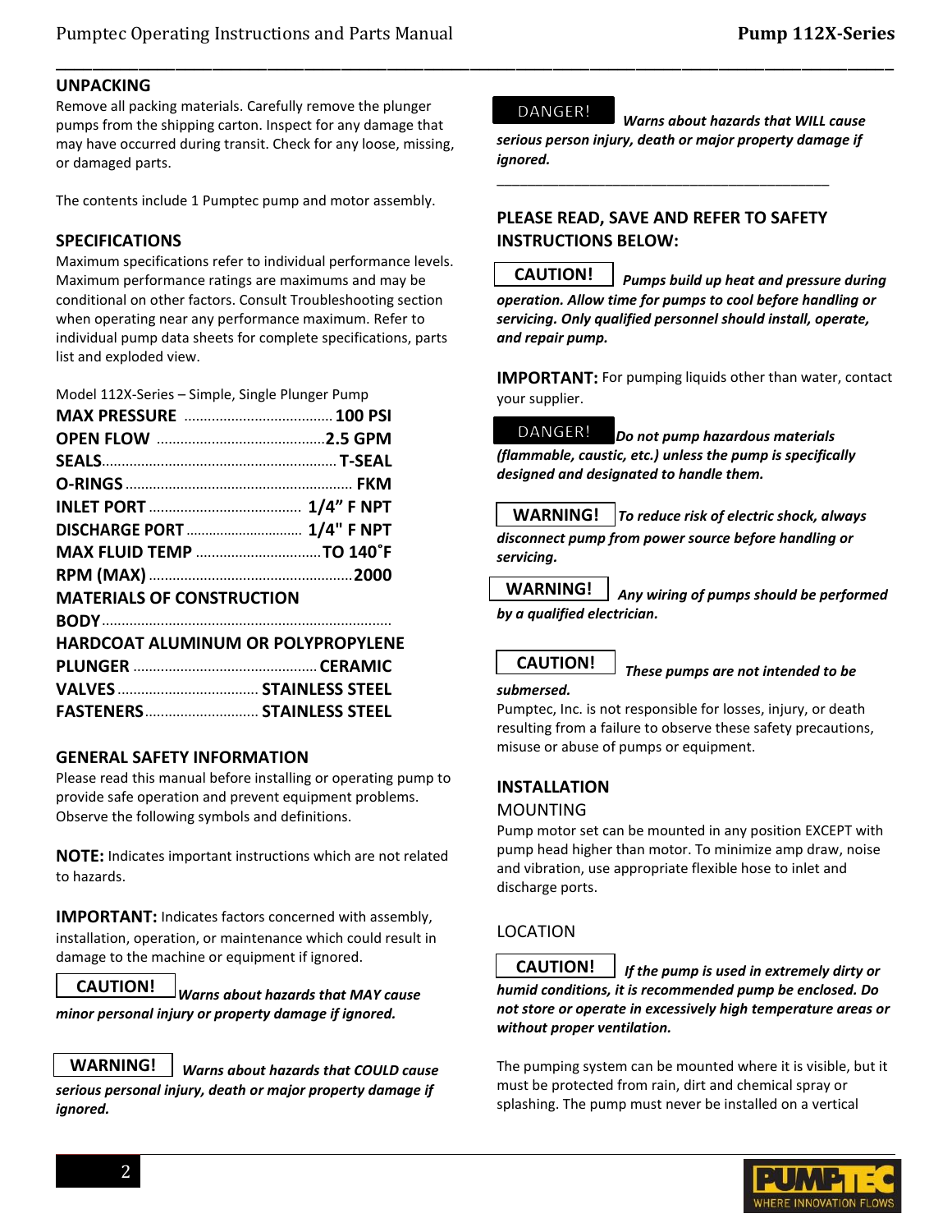## UNPACKING

Remove all packing materials. Carefully remove the plunger pumps from the shipping carton. Inspect for any damage that may have occurred during transit. Check for any loose, missing, or damaged parts.

The contents include 1 Pumptec pump and motor assembly.

## SPECIFICATIONS

Maximum specifications refer to individual performance levels. Maximum performance ratings are maximums and may be conditional on other factors. Consult Troubleshooting section when operating near any performance maximum. Refer to individual pump data sheets for complete specifications, parts list and exploded view.

Model 112X-Series – Simple, Single Plunger Pump

**MAX PRESSURE** ...................................... **100 PSI**
**OPEN FLOW** ........................................... **2.5 GPM**
**SEALS**.............................................................. **T-SEAL**
**O-RINGS** ........................................................... **FKM**
**INLET PORT** ....................................... **1/4” F NPT**
**DISCHARGE PORT** .............................. **1/4" F NPT**
**MAX FLUID TEMP** ................................ **TO 140˚F**
**RPM (MAX)** ........................................................ **2000**
**MATERIALS OF CONSTRUCTION**
**BODY**.........................................................................
**HARDCOAT ALUMINUM OR POLYPROPYLENE**
**PLUNGER** ............................................... **CERAMIC**
**VALVES** ................................... **STAINLESS STEEL**
**FASTENERS**............................ **STAINLESS STEEL**

## GENERAL SAFETY INFORMATION

Please read this manual before installing or operating pump to provide safe operation and prevent equipment problems. Observe the following symbols and definitions.

**NOTE:** Indicates important instructions which are not related to hazards.

**IMPORTANT:** Indicates factors concerned with assembly, installation, operation, or maintenance which could result in damage to the machine or equipment if ignored.

**CAUTION!** ***Warns about hazards that MAY cause minor personal injury or property damage if ignored.***

**WARNING!** ***Warns about hazards that COULD cause serious personal injury, death or major property damage if ignored.***

**DANGER!** ***Warns about hazards that WILL cause serious person injury, death or major property damage if ignored.***

## PLEASE READ, SAVE AND REFER TO SAFETY INSTRUCTIONS BELOW:

**CAUTION!** ***Pumps build up heat and pressure during operation. Allow time for pumps to cool before handling or servicing. Only qualified personnel should install, operate, and repair pump.***

**IMPORTANT:** For pumping liquids other than water, contact your supplier.

**DANGER!** ***Do not pump hazardous materials (flammable, caustic, etc.) unless the pump is specifically designed and designated to handle them.***

**WARNING!** ***To reduce risk of electric shock, always disconnect pump from power source before handling or servicing.***

**WARNING!** ***Any wiring of pumps should be performed by a qualified electrician.***

**CAUTION!** ***These pumps are not intended to be submersed.***

Pumptec, Inc. is not responsible for losses, injury, or death resulting from a failure to observe these safety precautions, misuse or abuse of pumps or equipment.

## INSTALLATION

### MOUNTING

Pump motor set can be mounted in any position EXCEPT with pump head higher than motor. To minimize amp draw, noise and vibration, use appropriate flexible hose to inlet and discharge ports.

### LOCATION

**CAUTION!** ***If the pump is used in extremely dirty or humid conditions, it is recommended pump be enclosed. Do not store or operate in excessively high temperature areas or without proper ventilation.***

The pumping system can be mounted where it is visible, but it must be protected from rain, dirt and chemical spray or splashing. The pump must never be installed on a vertical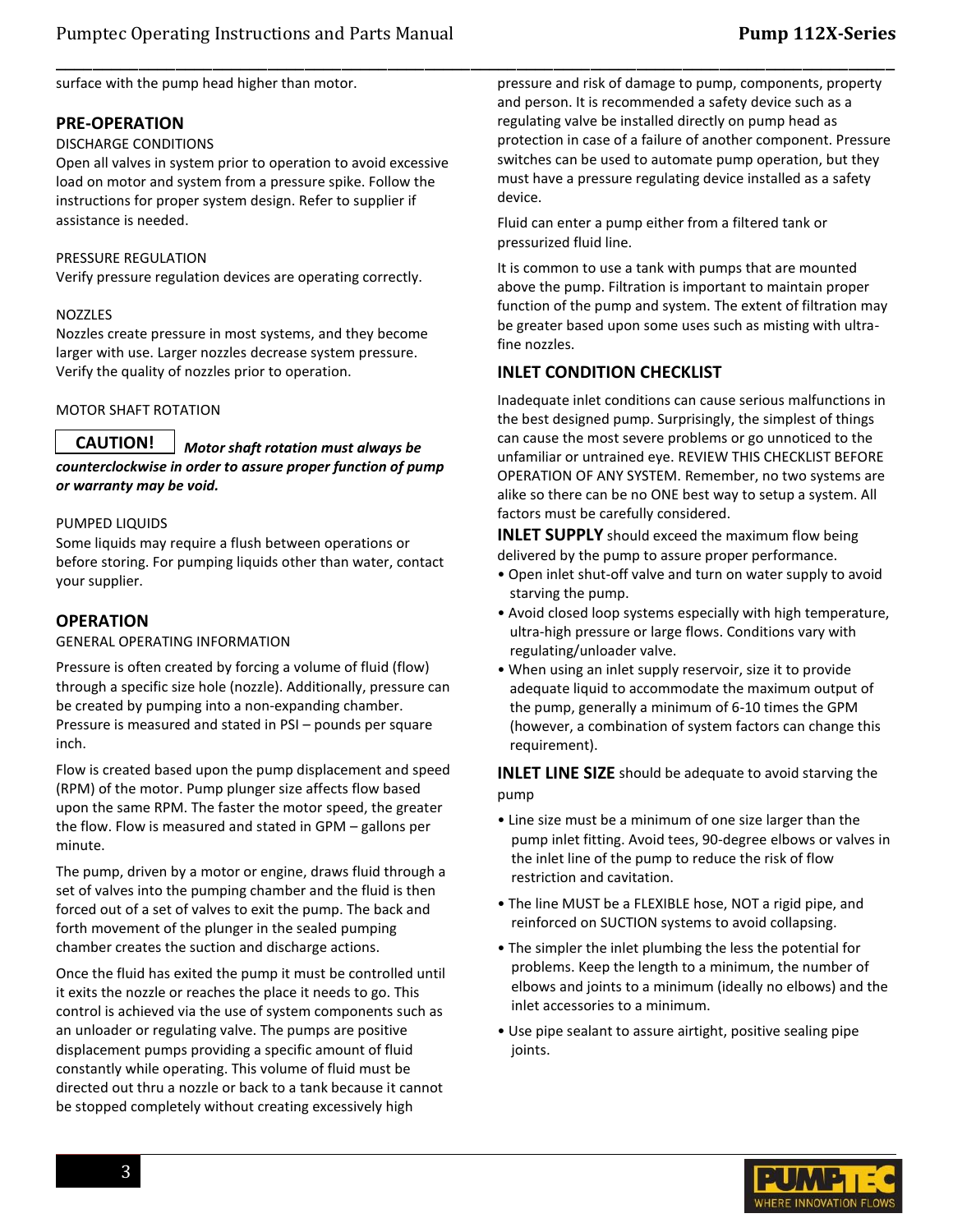surface with the pump head higher than motor.

## PRE-OPERATION

DISCHARGE CONDITIONS

Open all valves in system prior to operation to avoid excessive load on motor and system from a pressure spike. Follow the instructions for proper system design. Refer to supplier if assistance is needed.

PRESSURE REGULATION

Verify pressure regulation devices are operating correctly.

NOZZLES

Nozzles create pressure in most systems, and they become larger with use. Larger nozzles decrease system pressure. Verify the quality of nozzles prior to operation.

MOTOR SHAFT ROTATION

**CAUTION!** ***Motor shaft rotation must always be counterclockwise in order to assure proper function of pump or warranty may be void.***

PUMPED LIQUIDS

Some liquids may require a flush between operations or before storing. For pumping liquids other than water, contact your supplier.

## OPERATION

GENERAL OPERATING INFORMATION

Pressure is often created by forcing a volume of fluid (flow) through a specific size hole (nozzle). Additionally, pressure can be created by pumping into a non-expanding chamber. Pressure is measured and stated in PSI – pounds per square inch.

Flow is created based upon the pump displacement and speed (RPM) of the motor. Pump plunger size affects flow based upon the same RPM. The faster the motor speed, the greater the flow. Flow is measured and stated in GPM – gallons per minute.

The pump, driven by a motor or engine, draws fluid through a set of valves into the pumping chamber and the fluid is then forced out of a set of valves to exit the pump. The back and forth movement of the plunger in the sealed pumping chamber creates the suction and discharge actions.

Once the fluid has exited the pump it must be controlled until it exits the nozzle or reaches the place it needs to go. This control is achieved via the use of system components such as an unloader or regulating valve. The pumps are positive displacement pumps providing a specific amount of fluid constantly while operating. This volume of fluid must be directed out thru a nozzle or back to a tank because it cannot be stopped completely without creating excessively high pressure and risk of damage to pump, components, property and person. It is recommended a safety device such as a regulating valve be installed directly on pump head as protection in case of a failure of another component. Pressure switches can be used to automate pump operation, but they must have a pressure regulating device installed as a safety device.

Fluid can enter a pump either from a filtered tank or pressurized fluid line.

It is common to use a tank with pumps that are mounted above the pump. Filtration is important to maintain proper function of the pump and system. The extent of filtration may be greater based upon some uses such as misting with ultra-fine nozzles.

## INLET CONDITION CHECKLIST

Inadequate inlet conditions can cause serious malfunctions in the best designed pump. Surprisingly, the simplest of things can cause the most severe problems or go unnoticed to the unfamiliar or untrained eye. REVIEW THIS CHECKLIST BEFORE OPERATION OF ANY SYSTEM. Remember, no two systems are alike so there can be no ONE best way to setup a system. All factors must be carefully considered.

**INLET SUPPLY** should exceed the maximum flow being delivered by the pump to assure proper performance.

- Open inlet shut-off valve and turn on water supply to avoid starving the pump.
- Avoid closed loop systems especially with high temperature, ultra-high pressure or large flows. Conditions vary with regulating/unloader valve.
- When using an inlet supply reservoir, size it to provide adequate liquid to accommodate the maximum output of the pump, generally a minimum of 6-10 times the GPM (however, a combination of system factors can change this requirement).

**INLET LINE SIZE** should be adequate to avoid starving the pump

- Line size must be a minimum of one size larger than the pump inlet fitting. Avoid tees, 90-degree elbows or valves in the inlet line of the pump to reduce the risk of flow restriction and cavitation.
- The line MUST be a FLEXIBLE hose, NOT a rigid pipe, and reinforced on SUCTION systems to avoid collapsing.
- The simpler the inlet plumbing the less the potential for problems. Keep the length to a minimum, the number of elbows and joints to a minimum (ideally no elbows) and the inlet accessories to a minimum.
- Use pipe sealant to assure airtight, positive sealing pipe joints.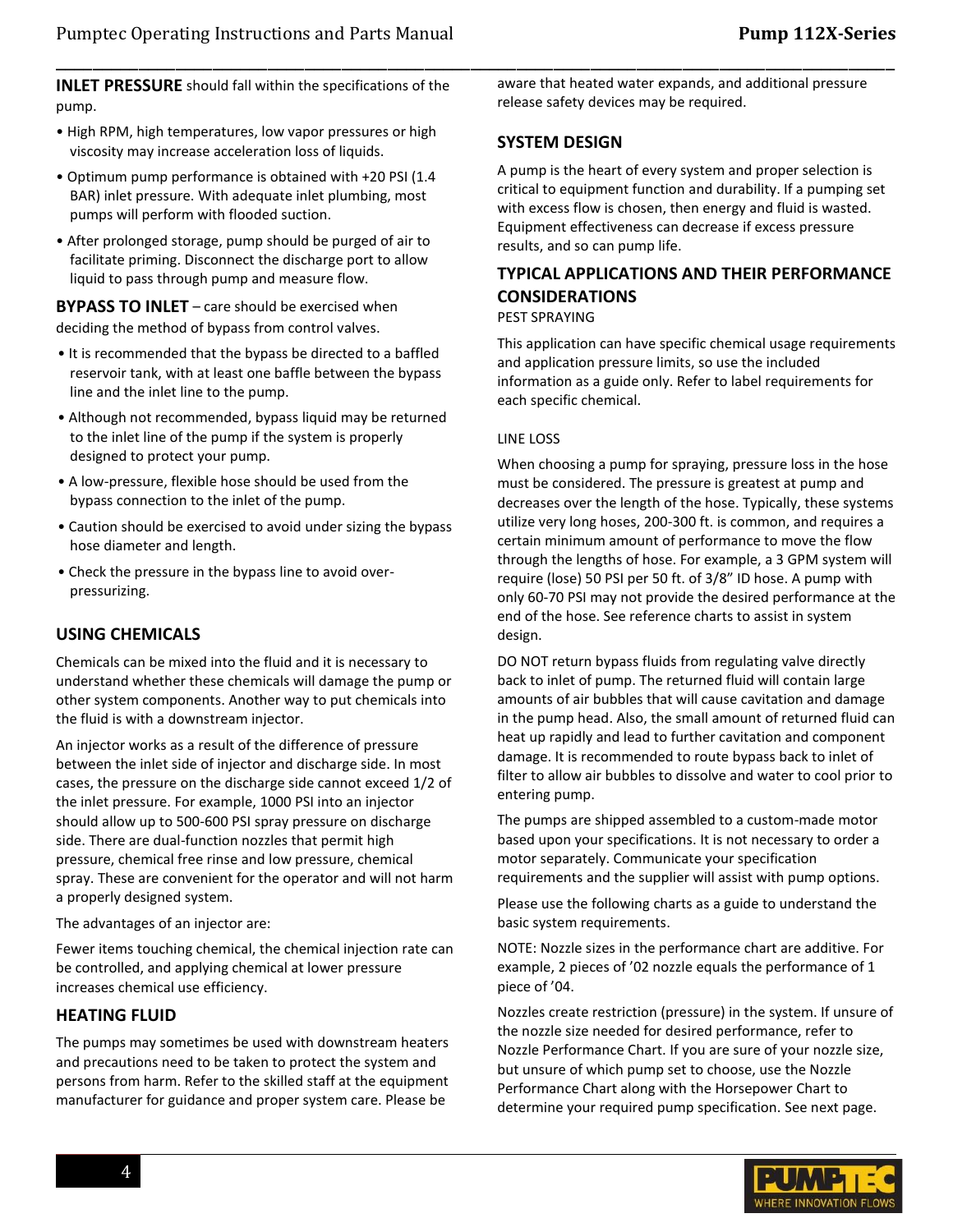**INLET PRESSURE** should fall within the specifications of the pump.

- High RPM, high temperatures, low vapor pressures or high viscosity may increase acceleration loss of liquids.
- Optimum pump performance is obtained with +20 PSI (1.4 BAR) inlet pressure. With adequate inlet plumbing, most pumps will perform with flooded suction.
- After prolonged storage, pump should be purged of air to facilitate priming. Disconnect the discharge port to allow liquid to pass through pump and measure flow.

**BYPASS TO INLET** – care should be exercised when deciding the method of bypass from control valves.

- It is recommended that the bypass be directed to a baffled reservoir tank, with at least one baffle between the bypass line and the inlet line to the pump.
- Although not recommended, bypass liquid may be returned to the inlet line of the pump if the system is properly designed to protect your pump.
- A low-pressure, flexible hose should be used from the bypass connection to the inlet of the pump.
- Caution should be exercised to avoid under sizing the bypass hose diameter and length.
- Check the pressure in the bypass line to avoid over-pressurizing.

## USING CHEMICALS

Chemicals can be mixed into the fluid and it is necessary to understand whether these chemicals will damage the pump or other system components. Another way to put chemicals into the fluid is with a downstream injector.

An injector works as a result of the difference of pressure between the inlet side of injector and discharge side. In most cases, the pressure on the discharge side cannot exceed 1/2 of the inlet pressure. For example, 1000 PSI into an injector should allow up to 500-600 PSI spray pressure on discharge side. There are dual-function nozzles that permit high pressure, chemical free rinse and low pressure, chemical spray. These are convenient for the operator and will not harm a properly designed system.

The advantages of an injector are:

Fewer items touching chemical, the chemical injection rate can be controlled, and applying chemical at lower pressure increases chemical use efficiency.

## HEATING FLUID

The pumps may sometimes be used with downstream heaters and precautions need to be taken to protect the system and persons from harm. Refer to the skilled staff at the equipment manufacturer for guidance and proper system care. Please be aware that heated water expands, and additional pressure release safety devices may be required.

## SYSTEM DESIGN

A pump is the heart of every system and proper selection is critical to equipment function and durability. If a pumping set with excess flow is chosen, then energy and fluid is wasted. Equipment effectiveness can decrease if excess pressure results, and so can pump life.

## TYPICAL APPLICATIONS AND THEIR PERFORMANCE CONSIDERATIONS

PEST SPRAYING

This application can have specific chemical usage requirements and application pressure limits, so use the included information as a guide only. Refer to label requirements for each specific chemical.

LINE LOSS

When choosing a pump for spraying, pressure loss in the hose must be considered. The pressure is greatest at pump and decreases over the length of the hose. Typically, these systems utilize very long hoses, 200-300 ft. is common, and requires a certain minimum amount of performance to move the flow through the lengths of hose. For example, a 3 GPM system will require (lose) 50 PSI per 50 ft. of 3/8" ID hose. A pump with only 60-70 PSI may not provide the desired performance at the end of the hose. See reference charts to assist in system design.

DO NOT return bypass fluids from regulating valve directly back to inlet of pump. The returned fluid will contain large amounts of air bubbles that will cause cavitation and damage in the pump head. Also, the small amount of returned fluid can heat up rapidly and lead to further cavitation and component damage. It is recommended to route bypass back to inlet of filter to allow air bubbles to dissolve and water to cool prior to entering pump.

The pumps are shipped assembled to a custom-made motor based upon your specifications. It is not necessary to order a motor separately. Communicate your specification requirements and the supplier will assist with pump options.

Please use the following charts as a guide to understand the basic system requirements.

NOTE: Nozzle sizes in the performance chart are additive. For example, 2 pieces of '02 nozzle equals the performance of 1 piece of '04.

Nozzles create restriction (pressure) in the system. If unsure of the nozzle size needed for desired performance, refer to Nozzle Performance Chart. If you are sure of your nozzle size, but unsure of which pump set to choose, use the Nozzle Performance Chart along with the Horsepower Chart to determine your required pump specification. See next page.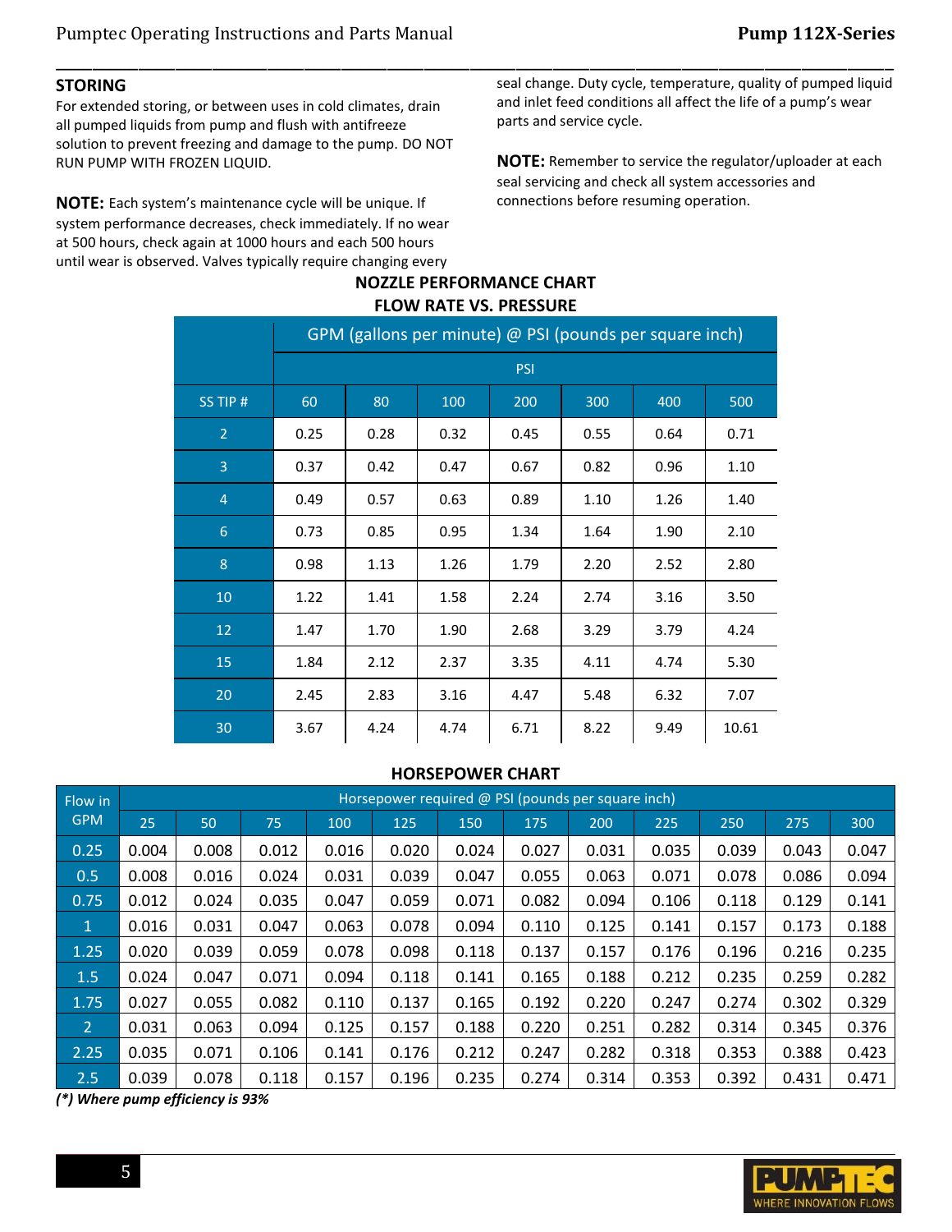## STORING

For extended storing, or between uses in cold climates, drain all pumped liquids from pump and flush with antifreeze solution to prevent freezing and damage to the pump. DO NOT RUN PUMP WITH FROZEN LIQUID.

**NOTE:** Each system's maintenance cycle will be unique. If system performance decreases, check immediately. If no wear at 500 hours, check again at 1000 hours and each 500 hours until wear is observed. Valves typically require changing every seal change. Duty cycle, temperature, quality of pumped liquid and inlet feed conditions all affect the life of a pump's wear parts and service cycle.

**NOTE:** Remember to service the regulator/uploader at each seal servicing and check all system accessories and connections before resuming operation.

### NOZZLE PERFORMANCE CHART
### FLOW RATE VS. PRESSURE

| | GPM (gallons per minute) @ PSI (pounds per square inch) | | | | | | |
|---|---|---|---|---|---|---|---|
| | PSI | | | | | | |
| SS TIP # | 60 | 80 | 100 | 200 | 300 | 400 | 500 |
| 2 | 0.25 | 0.28 | 0.32 | 0.45 | 0.55 | 0.64 | 0.71 |
| 3 | 0.37 | 0.42 | 0.47 | 0.67 | 0.82 | 0.96 | 1.10 |
| 4 | 0.49 | 0.57 | 0.63 | 0.89 | 1.10 | 1.26 | 1.40 |
| 6 | 0.73 | 0.85 | 0.95 | 1.34 | 1.64 | 1.90 | 2.10 |
| 8 | 0.98 | 1.13 | 1.26 | 1.79 | 2.20 | 2.52 | 2.80 |
| 10 | 1.22 | 1.41 | 1.58 | 2.24 | 2.74 | 3.16 | 3.50 |
| 12 | 1.47 | 1.70 | 1.90 | 2.68 | 3.29 | 3.79 | 4.24 |
| 15 | 1.84 | 2.12 | 2.37 | 3.35 | 4.11 | 4.74 | 5.30 |
| 20 | 2.45 | 2.83 | 3.16 | 4.47 | 5.48 | 6.32 | 7.07 |
| 30 | 3.67 | 4.24 | 4.74 | 6.71 | 8.22 | 9.49 | 10.61 |

### HORSEPOWER CHART

| Flow in GPM | Horsepower required @ PSI (pounds per square inch) | | | | | | | | | | | |
|---|---|---|---|---|---|---|---|---|---|---|---|---|
| | 25 | 50 | 75 | 100 | 125 | 150 | 175 | 200 | 225 | 250 | 275 | 300 |
| 0.25 | 0.004 | 0.008 | 0.012 | 0.016 | 0.020 | 0.024 | 0.027 | 0.031 | 0.035 | 0.039 | 0.043 | 0.047 |
| 0.5 | 0.008 | 0.016 | 0.024 | 0.031 | 0.039 | 0.047 | 0.055 | 0.063 | 0.071 | 0.078 | 0.086 | 0.094 |
| 0.75 | 0.012 | 0.024 | 0.035 | 0.047 | 0.059 | 0.071 | 0.082 | 0.094 | 0.106 | 0.118 | 0.129 | 0.141 |
| 1 | 0.016 | 0.031 | 0.047 | 0.063 | 0.078 | 0.094 | 0.110 | 0.125 | 0.141 | 0.157 | 0.173 | 0.188 |
| 1.25 | 0.020 | 0.039 | 0.059 | 0.078 | 0.098 | 0.118 | 0.137 | 0.157 | 0.176 | 0.196 | 0.216 | 0.235 |
| 1.5 | 0.024 | 0.047 | 0.071 | 0.094 | 0.118 | 0.141 | 0.165 | 0.188 | 0.212 | 0.235 | 0.259 | 0.282 |
| 1.75 | 0.027 | 0.055 | 0.082 | 0.110 | 0.137 | 0.165 | 0.192 | 0.220 | 0.247 | 0.274 | 0.302 | 0.329 |
| 2 | 0.031 | 0.063 | 0.094 | 0.125 | 0.157 | 0.188 | 0.220 | 0.251 | 0.282 | 0.314 | 0.345 | 0.376 |
| 2.25 | 0.035 | 0.071 | 0.106 | 0.141 | 0.176 | 0.212 | 0.247 | 0.282 | 0.318 | 0.353 | 0.388 | 0.423 |
| 2.5 | 0.039 | 0.078 | 0.118 | 0.157 | 0.196 | 0.235 | 0.274 | 0.314 | 0.353 | 0.392 | 0.431 | 0.471 |

***(\*) Where pump efficiency is 93%***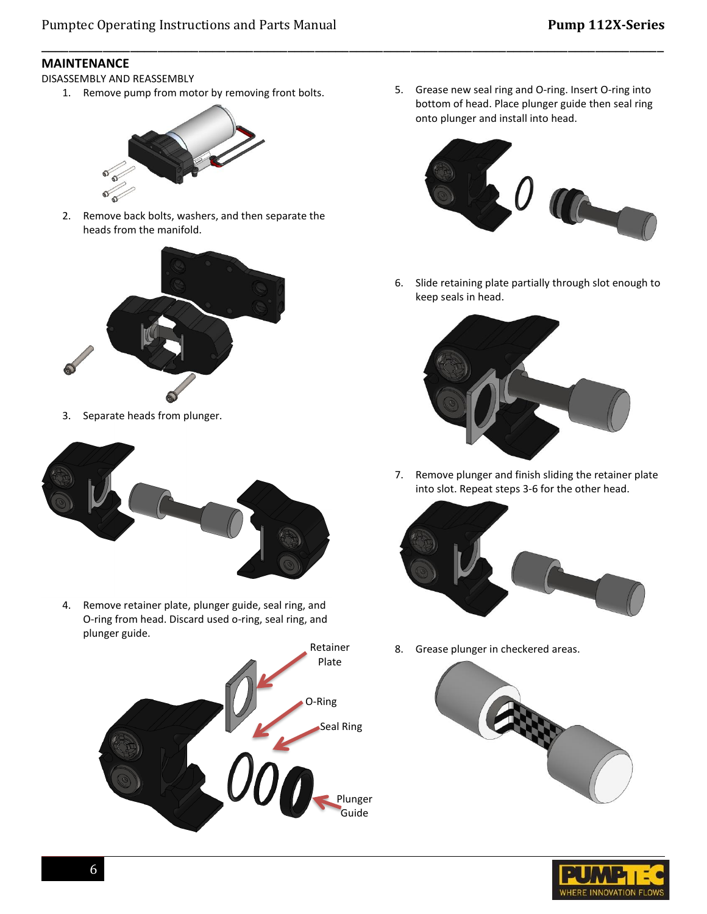## MAINTENANCE

DISASSEMBLY AND REASSEMBLY

1. Remove pump from motor by removing front bolts.
2. Remove back bolts, washers, and then separate the heads from the manifold.
3. Separate heads from plunger.
4. Remove retainer plate, plunger guide, seal ring, and O-ring from head. Discard used o-ring, seal ring, and plunger guide.

Retainer Plate

O-Ring

Seal Ring

Plunger Guide

5. Grease new seal ring and O-ring. Insert O-ring into bottom of head. Place plunger guide then seal ring onto plunger and install into head.
6. Slide retaining plate partially through slot enough to keep seals in head.
7. Remove plunger and finish sliding the retainer plate into slot. Repeat steps 3-6 for the other head.
8. Grease plunger in checkered areas.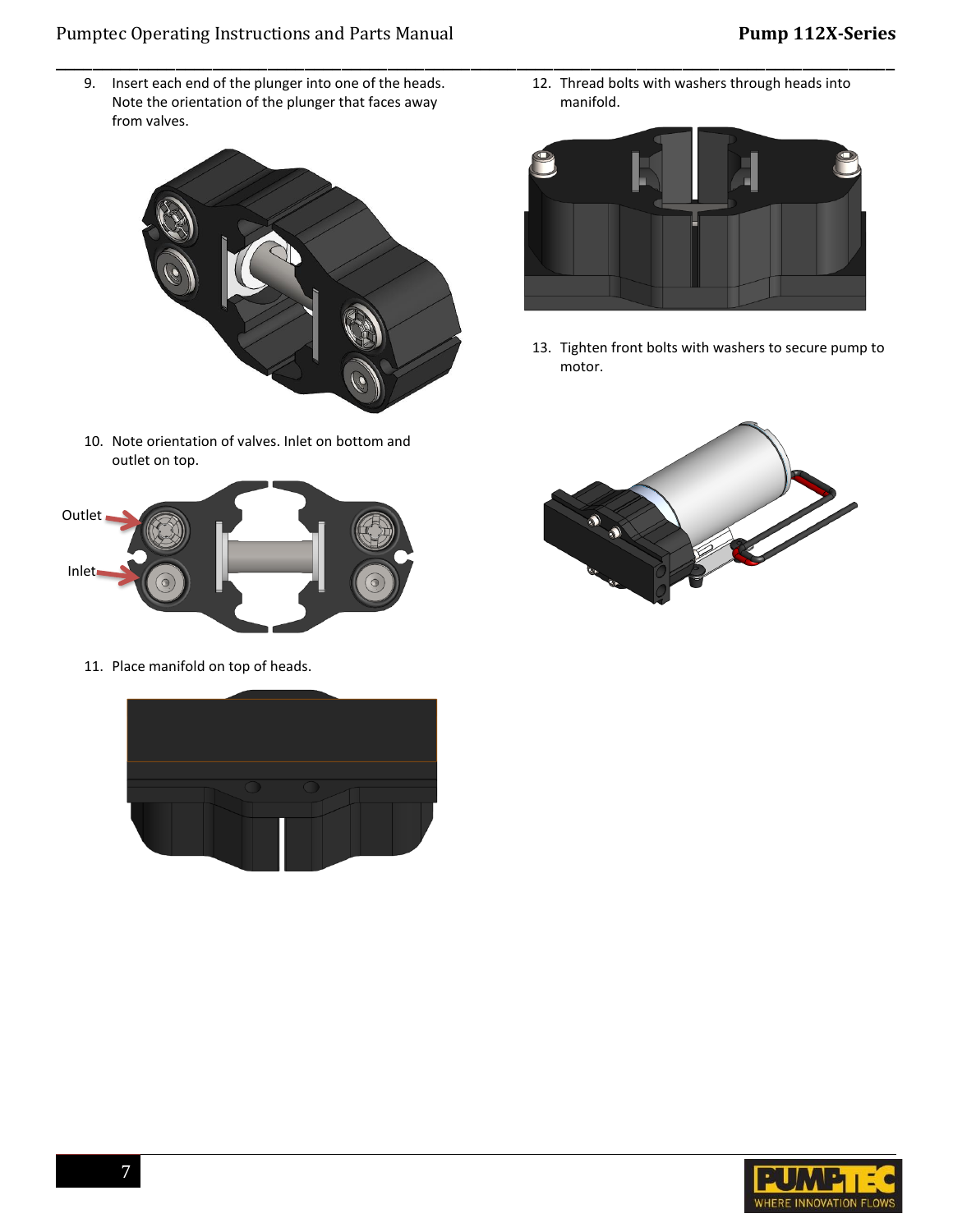9. Insert each end of the plunger into one of the heads. Note the orientation of the plunger that faces away from valves.

10. Note orientation of valves. Inlet on bottom and outlet on top.

Outlet

Inlet

11. Place manifold on top of heads.

12. Thread bolts with washers through heads into manifold.

13. Tighten front bolts with washers to secure pump to motor.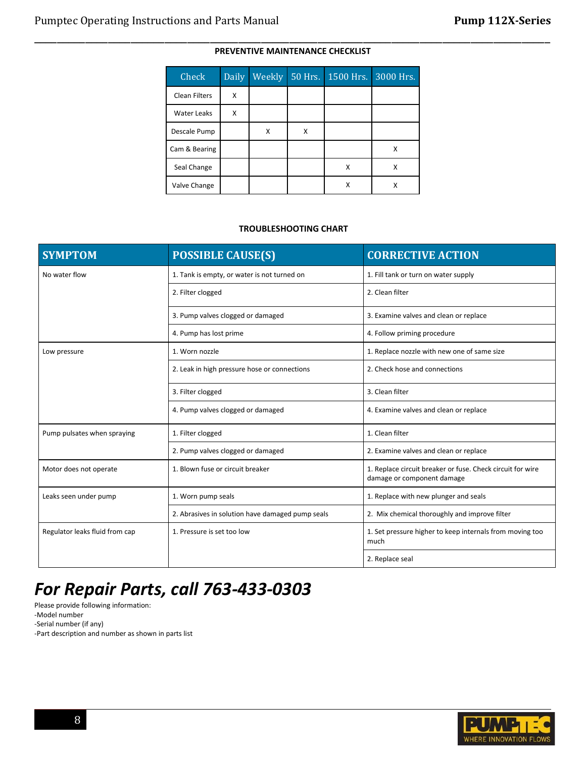## PREVENTIVE MAINTENANCE CHECKLIST

| Check | Daily | Weekly | 50 Hrs. | 1500 Hrs. | 3000 Hrs. |
|---|---|---|---|---|---|
| Clean Filters | X | | | | |
| Water Leaks | X | | | | |
| Descale Pump | | X | X | | |
| Cam & Bearing | | | | | X |
| Seal Change | | | | X | X |
| Valve Change | | | | X | X |

## TROUBLESHOOTING CHART

| SYMPTOM | POSSIBLE CAUSE(S) | CORRECTIVE ACTION |
|---|---|---|
| No water flow | 1. Tank is empty, or water is not turned on | 1. Fill tank or turn on water supply |
| | 2. Filter clogged | 2. Clean filter |
| | 3. Pump valves clogged or damaged | 3. Examine valves and clean or replace |
| | 4. Pump has lost prime | 4. Follow priming procedure |
| Low pressure | 1. Worn nozzle | 1. Replace nozzle with new one of same size |
| | 2. Leak in high pressure hose or connections | 2. Check hose and connections |
| | 3. Filter clogged | 3. Clean filter |
| | 4. Pump valves clogged or damaged | 4. Examine valves and clean or replace |
| Pump pulsates when spraying | 1. Filter clogged | 1. Clean filter |
| | 2. Pump valves clogged or damaged | 2. Examine valves and clean or replace |
| Motor does not operate | 1. Blown fuse or circuit breaker | 1. Replace circuit breaker or fuse. Check circuit for wire damage or component damage |
| Leaks seen under pump | 1. Worn pump seals | 1. Replace with new plunger and seals |
| | 2. Abrasives in solution have damaged pump seals | 2. Mix chemical thoroughly and improve filter |
| Regulator leaks fluid from cap | 1. Pressure is set too low | 1. Set pressure higher to keep internals from moving too much |
| | | 2. Replace seal |

# *For Repair Parts, call 763-433-0303*

Please provide following information:
-Model number
-Serial number (if any)
-Part description and number as shown in parts list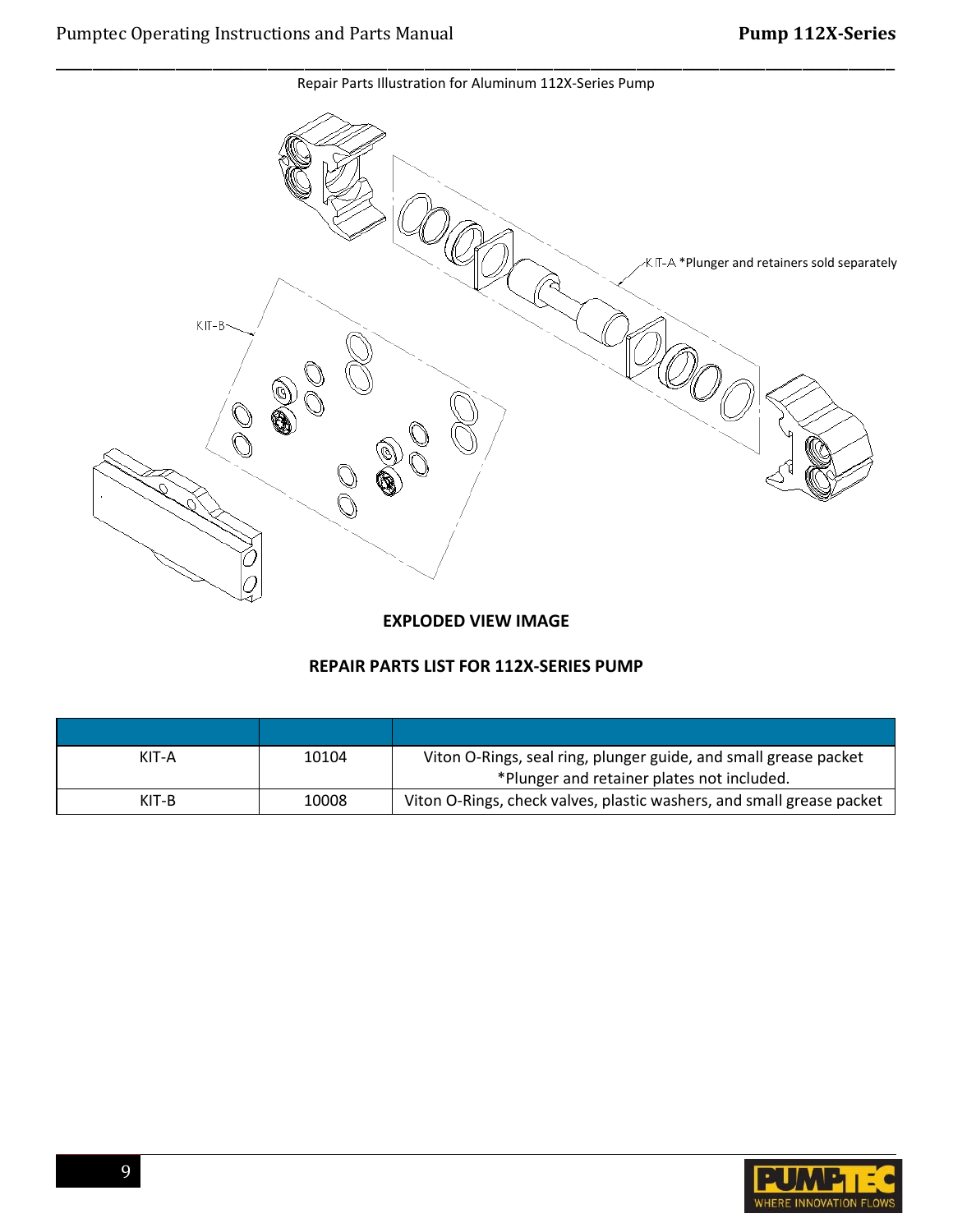Repair Parts Illustration for Aluminum 112X-Series Pump

KIT-A *Plunger and retainers sold separately

KIT-B

**EXPLODED VIEW IMAGE**

**REPAIR PARTS LIST FOR 112X-SERIES PUMP**

| | | |
|---|---|---|
| KIT-A | 10104 | Viton O-Rings, seal ring, plunger guide, and small grease packet *Plunger and retainer plates not included. |
| KIT-B | 10008 | Viton O-Rings, check valves, plastic washers, and small grease packet |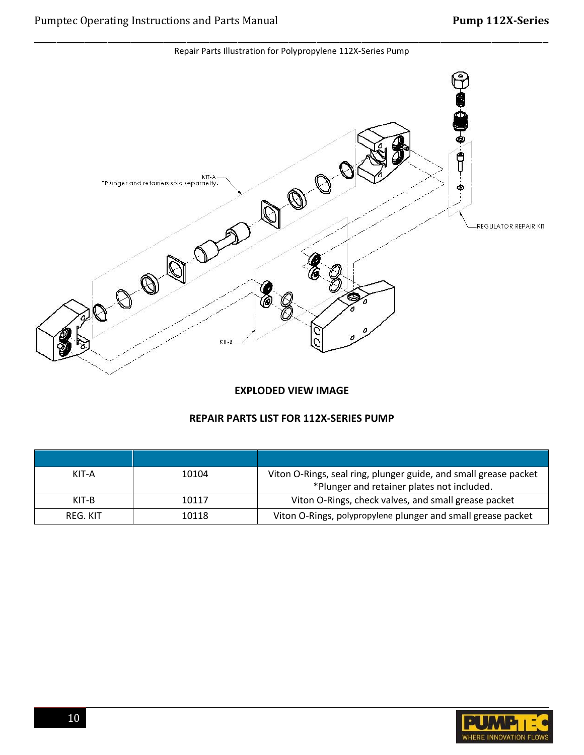Repair Parts Illustration for Polypropylene 112X-Series Pump

KIT-A
*Plunger and retainers sold separately.

REGULATOR REPAIR KIT

KIT-B

**EXPLODED VIEW IMAGE**

**REPAIR PARTS LIST FOR 112X-SERIES PUMP**

| | | |
|---|---|---|
| KIT-A | 10104 | Viton O-Rings, seal ring, plunger guide, and small grease packet *Plunger and retainer plates not included. |
| KIT-B | 10117 | Viton O-Rings, check valves, and small grease packet |
| REG. KIT | 10118 | Viton O-Rings, polypropylene plunger and small grease packet |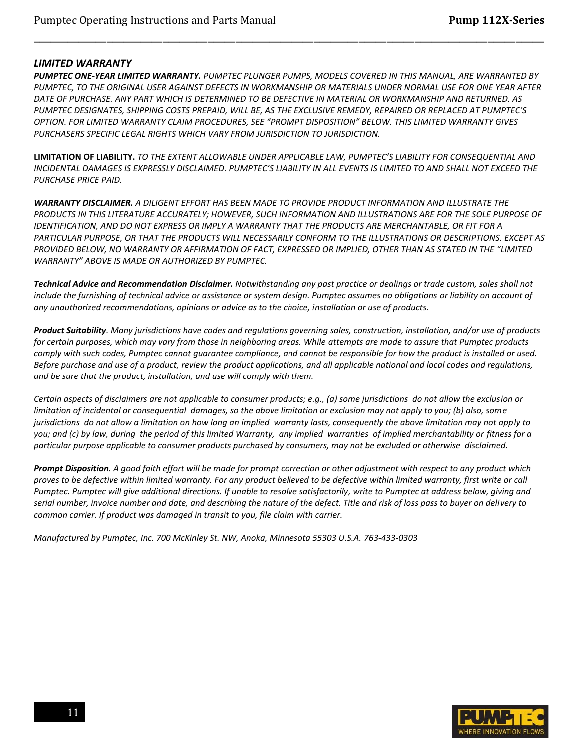## *LIMITED WARRANTY*

***PUMPTEC ONE-YEAR LIMITED WARRANTY.*** *PUMPTEC PLUNGER PUMPS, MODELS COVERED IN THIS MANUAL, ARE WARRANTED BY PUMPTEC, TO THE ORIGINAL USER AGAINST DEFECTS IN WORKMANSHIP OR MATERIALS UNDER NORMAL USE FOR ONE YEAR AFTER DATE OF PURCHASE. ANY PART WHICH IS DETERMINED TO BE DEFECTIVE IN MATERIAL OR WORKMANSHIP AND RETURNED. AS PUMPTEC DESIGNATES, SHIPPING COSTS PREPAID, WILL BE, AS THE EXCLUSIVE REMEDY, REPAIRED OR REPLACED AT PUMPTEC'S OPTION. FOR LIMITED WARRANTY CLAIM PROCEDURES, SEE "PROMPT DISPOSITION" BELOW. THIS LIMITED WARRANTY GIVES PURCHASERS SPECIFIC LEGAL RIGHTS WHICH VARY FROM JURISDICTION TO JURISDICTION.*

**LIMITATION OF LIABILITY.** *TO THE EXTENT ALLOWABLE UNDER APPLICABLE LAW, PUMPTEC'S LIABILITY FOR CONSEQUENTIAL AND INCIDENTAL DAMAGES IS EXPRESSLY DISCLAIMED. PUMPTEC'S LIABILITY IN ALL EVENTS IS LIMITED TO AND SHALL NOT EXCEED THE PURCHASE PRICE PAID.*

***WARRANTY DISCLAIMER.*** *A DILIGENT EFFORT HAS BEEN MADE TO PROVIDE PRODUCT INFORMATION AND ILLUSTRATE THE PRODUCTS IN THIS LITERATURE ACCURATELY; HOWEVER, SUCH INFORMATION AND ILLUSTRATIONS ARE FOR THE SOLE PURPOSE OF IDENTIFICATION, AND DO NOT EXPRESS OR IMPLY A WARRANTY THAT THE PRODUCTS ARE MERCHANTABLE, OR FIT FOR A PARTICULAR PURPOSE, OR THAT THE PRODUCTS WILL NECESSARILY CONFORM TO THE ILLUSTRATIONS OR DESCRIPTIONS. EXCEPT AS PROVIDED BELOW, NO WARRANTY OR AFFIRMATION OF FACT, EXPRESSED OR IMPLIED, OTHER THAN AS STATED IN THE "LIMITED WARRANTY" ABOVE IS MADE OR AUTHORIZED BY PUMPTEC.*

***Technical Advice and Recommendation Disclaimer.*** *Notwithstanding any past practice or dealings or trade custom, sales shall not include the furnishing of technical advice or assistance or system design. Pumptec assumes no obligations or liability on account of any unauthorized recommendations, opinions or advice as to the choice, installation or use of products.*

***Product Suitability***. *Many jurisdictions have codes and regulations governing sales, construction, installation, and/or use of products for certain purposes, which may vary from those in neighboring areas. While attempts are made to assure that Pumptec products comply with such codes, Pumptec cannot guarantee compliance, and cannot be responsible for how the product is installed or used. Before purchase and use of a product, review the product applications, and all applicable national and local codes and regulations, and be sure that the product, installation, and use will comply with them.*

*Certain aspects of disclaimers are not applicable to consumer products; e.g., (a) some jurisdictions do not allow the exclusion or limitation of incidental or consequential damages, so the above limitation or exclusion may not apply to you; (b) also, some jurisdictions do not allow a limitation on how long an implied warranty lasts, consequently the above limitation may not apply to you; and (c) by law, during the period of this limited Warranty, any implied warranties of implied merchantability or fitness for a particular purpose applicable to consumer products purchased by consumers, may not be excluded or otherwise disclaimed.*

***Prompt Disposition***. *A good faith effort will be made for prompt correction or other adjustment with respect to any product which proves to be defective within limited warranty. For any product believed to be defective within limited warranty, first write or call Pumptec. Pumptec will give additional directions. If unable to resolve satisfactorily, write to Pumptec at address below, giving and serial number, invoice number and date, and describing the nature of the defect. Title and risk of loss pass to buyer on delivery to common carrier. If product was damaged in transit to you, file claim with carrier.*

*Manufactured by Pumptec, Inc. 700 McKinley St. NW, Anoka, Minnesota 55303 U.S.A. 763-433-0303*